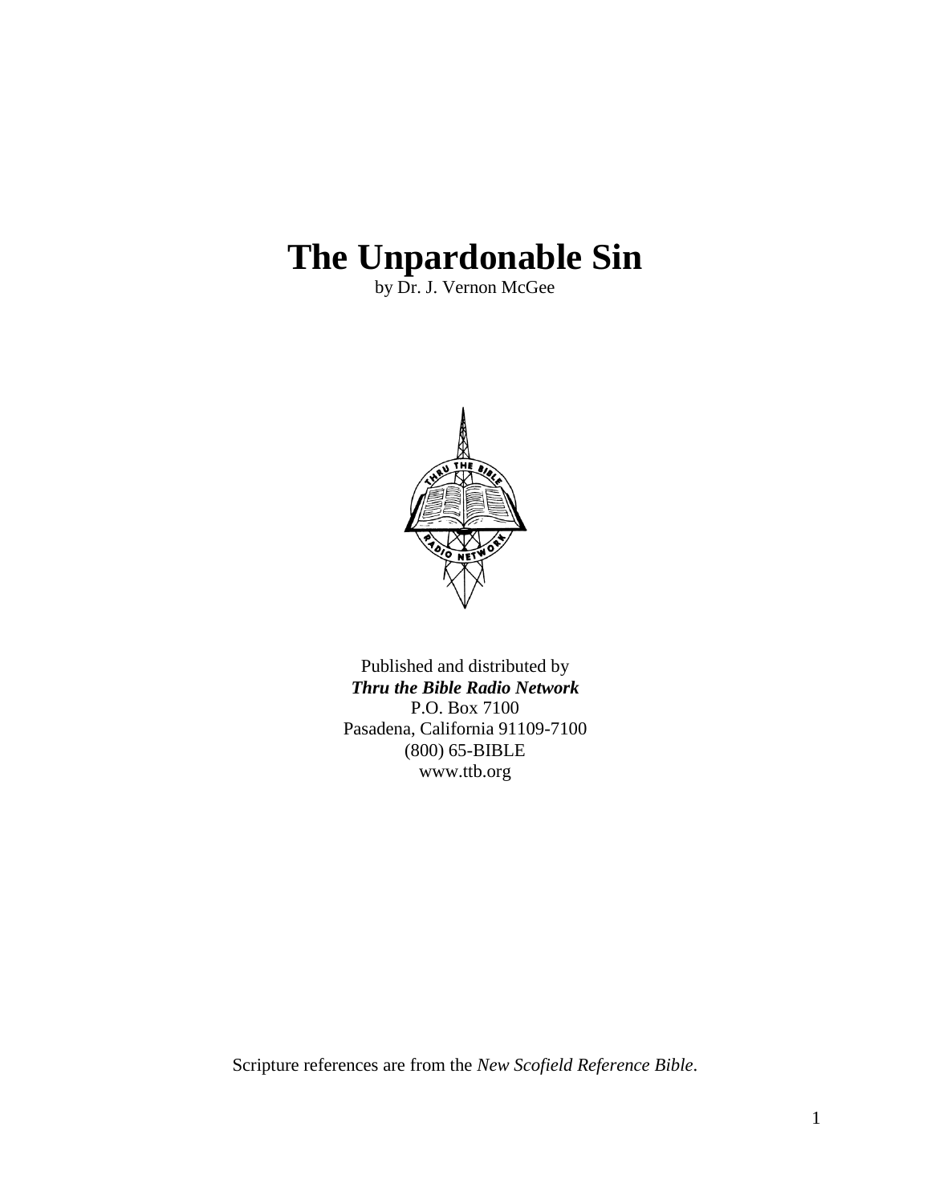# The Unpardonable Sin

by Dr. J. Vernon McGee

Published and distributed by
***Thru the Bible Radio Network***
P.O. Box 7100
Pasadena, California 91109-7100
(800) 65-BIBLE
www.ttb.org

Scripture references are from the *New Scofield Reference Bible*.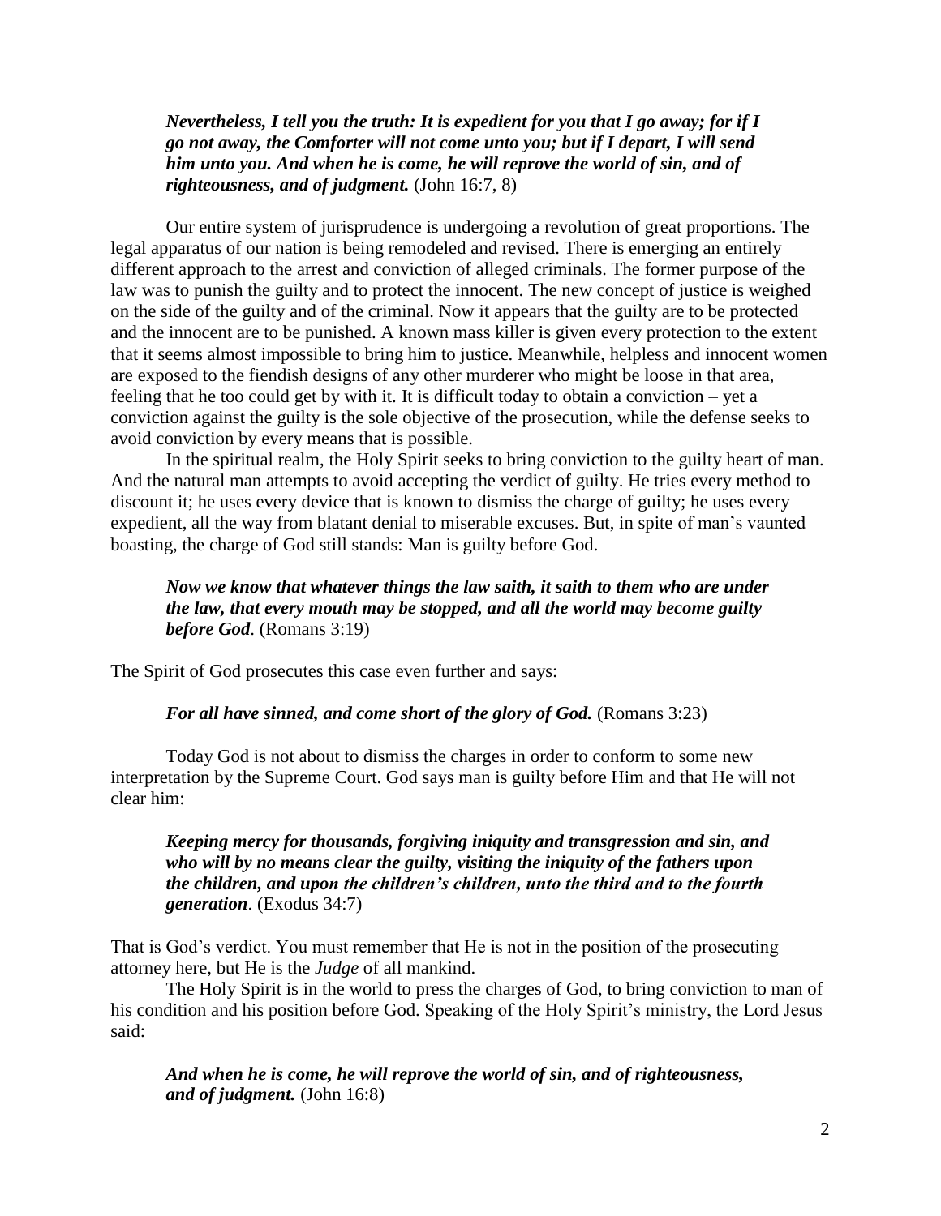> ***Nevertheless, I tell you the truth: It is expedient for you that I go away; for if I go not away, the Comforter will not come unto you; but if I depart, I will send him unto you. And when he is come, he will reprove the world of sin, and of righteousness, and of judgment.*** (John 16:7, 8)

Our entire system of jurisprudence is undergoing a revolution of great proportions. The legal apparatus of our nation is being remodeled and revised. There is emerging an entirely different approach to the arrest and conviction of alleged criminals. The former purpose of the law was to punish the guilty and to protect the innocent. The new concept of justice is weighed on the side of the guilty and of the criminal. Now it appears that the guilty are to be protected and the innocent are to be punished. A known mass killer is given every protection to the extent that it seems almost impossible to bring him to justice. Meanwhile, helpless and innocent women are exposed to the fiendish designs of any other murderer who might be loose in that area, feeling that he too could get by with it. It is difficult today to obtain a conviction – yet a conviction against the guilty is the sole objective of the prosecution, while the defense seeks to avoid conviction by every means that is possible.

In the spiritual realm, the Holy Spirit seeks to bring conviction to the guilty heart of man. And the natural man attempts to avoid accepting the verdict of guilty. He tries every method to discount it; he uses every device that is known to dismiss the charge of guilty; he uses every expedient, all the way from blatant denial to miserable excuses. But, in spite of man's vaunted boasting, the charge of God still stands: Man is guilty before God.

> ***Now we know that whatever things the law saith, it saith to them who are under the law, that every mouth may be stopped, and all the world may become guilty before God*.** (Romans 3:19)

The Spirit of God prosecutes this case even further and says:

> ***For all have sinned, and come short of the glory of God.*** (Romans 3:23)

Today God is not about to dismiss the charges in order to conform to some new interpretation by the Supreme Court. God says man is guilty before Him and that He will not clear him:

> ***Keeping mercy for thousands, forgiving iniquity and transgression and sin, and who will by no means clear the guilty, visiting the iniquity of the fathers upon the children, and upon the children's children, unto the third and to the fourth generation*.** (Exodus 34:7)

That is God's verdict. You must remember that He is not in the position of the prosecuting attorney here, but He is the *Judge* of all mankind.

The Holy Spirit is in the world to press the charges of God, to bring conviction to man of his condition and his position before God. Speaking of the Holy Spirit's ministry, the Lord Jesus said:

> ***And when he is come, he will reprove the world of sin, and of righteousness, and of judgment.*** (John 16:8)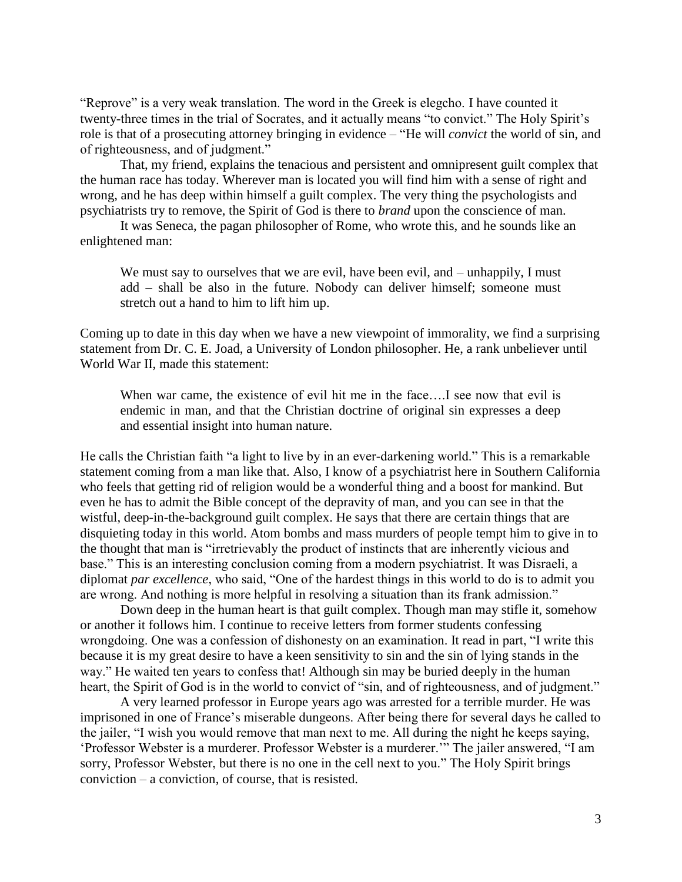"Reprove" is a very weak translation. The word in the Greek is elegcho. I have counted it twenty-three times in the trial of Socrates, and it actually means "to convict." The Holy Spirit's role is that of a prosecuting attorney bringing in evidence – "He will *convict* the world of sin, and of righteousness, and of judgment."

That, my friend, explains the tenacious and persistent and omnipresent guilt complex that the human race has today. Wherever man is located you will find him with a sense of right and wrong, and he has deep within himself a guilt complex. The very thing the psychologists and psychiatrists try to remove, the Spirit of God is there to *brand* upon the conscience of man.

It was Seneca, the pagan philosopher of Rome, who wrote this, and he sounds like an enlightened man:

> We must say to ourselves that we are evil, have been evil, and – unhappily, I must add – shall be also in the future. Nobody can deliver himself; someone must stretch out a hand to him to lift him up.

Coming up to date in this day when we have a new viewpoint of immorality, we find a surprising statement from Dr. C. E. Joad, a University of London philosopher. He, a rank unbeliever until World War II, made this statement:

> When war came, the existence of evil hit me in the face….I see now that evil is endemic in man, and that the Christian doctrine of original sin expresses a deep and essential insight into human nature.

He calls the Christian faith "a light to live by in an ever-darkening world." This is a remarkable statement coming from a man like that. Also, I know of a psychiatrist here in Southern California who feels that getting rid of religion would be a wonderful thing and a boost for mankind. But even he has to admit the Bible concept of the depravity of man, and you can see in that the wistful, deep-in-the-background guilt complex. He says that there are certain things that are disquieting today in this world. Atom bombs and mass murders of people tempt him to give in to the thought that man is "irretrievably the product of instincts that are inherently vicious and base." This is an interesting conclusion coming from a modern psychiatrist. It was Disraeli, a diplomat *par excellence*, who said, "One of the hardest things in this world to do is to admit you are wrong. And nothing is more helpful in resolving a situation than its frank admission."

Down deep in the human heart is that guilt complex. Though man may stifle it, somehow or another it follows him. I continue to receive letters from former students confessing wrongdoing. One was a confession of dishonesty on an examination. It read in part, "I write this because it is my great desire to have a keen sensitivity to sin and the sin of lying stands in the way." He waited ten years to confess that! Although sin may be buried deeply in the human heart, the Spirit of God is in the world to convict of "sin, and of righteousness, and of judgment."

A very learned professor in Europe years ago was arrested for a terrible murder. He was imprisoned in one of France's miserable dungeons. After being there for several days he called to the jailer, "I wish you would remove that man next to me. All during the night he keeps saying, 'Professor Webster is a murderer. Professor Webster is a murderer.'" The jailer answered, "I am sorry, Professor Webster, but there is no one in the cell next to you." The Holy Spirit brings conviction – a conviction, of course, that is resisted.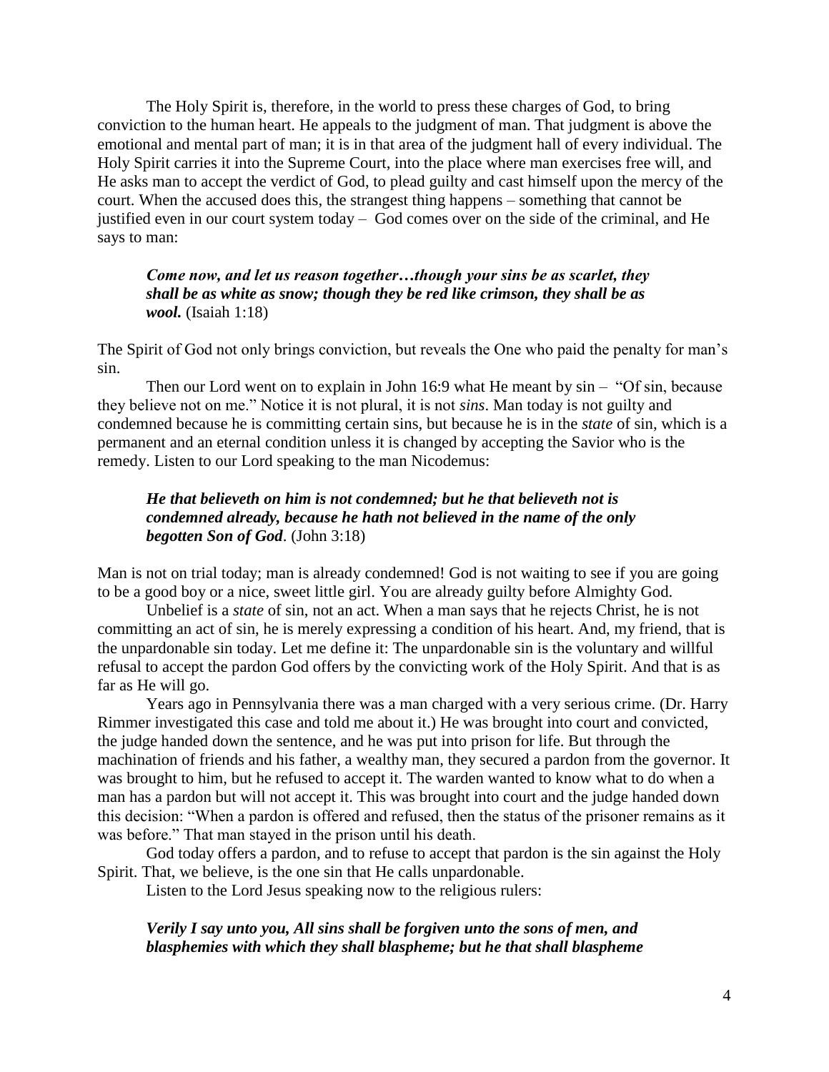The Holy Spirit is, therefore, in the world to press these charges of God, to bring conviction to the human heart. He appeals to the judgment of man. That judgment is above the emotional and mental part of man; it is in that area of the judgment hall of every individual. The Holy Spirit carries it into the Supreme Court, into the place where man exercises free will, and He asks man to accept the verdict of God, to plead guilty and cast himself upon the mercy of the court. When the accused does this, the strangest thing happens – something that cannot be justified even in our court system today – God comes over on the side of the criminal, and He says to man:

> ***Come now, and let us reason together…though your sins be as scarlet, they shall be as white as snow; though they be red like crimson, they shall be as wool.*** (Isaiah 1:18)

The Spirit of God not only brings conviction, but reveals the One who paid the penalty for man's sin.

Then our Lord went on to explain in John 16:9 what He meant by sin – "Of sin, because they believe not on me." Notice it is not plural, it is not *sins*. Man today is not guilty and condemned because he is committing certain sins, but because he is in the *state* of sin, which is a permanent and an eternal condition unless it is changed by accepting the Savior who is the remedy. Listen to our Lord speaking to the man Nicodemus:

> ***He that believeth on him is not condemned; but he that believeth not is condemned already, because he hath not believed in the name of the only begotten Son of God***. (John 3:18)

Man is not on trial today; man is already condemned! God is not waiting to see if you are going to be a good boy or a nice, sweet little girl. You are already guilty before Almighty God.

Unbelief is a *state* of sin, not an act. When a man says that he rejects Christ, he is not committing an act of sin, he is merely expressing a condition of his heart. And, my friend, that is the unpardonable sin today. Let me define it: The unpardonable sin is the voluntary and willful refusal to accept the pardon God offers by the convicting work of the Holy Spirit. And that is as far as He will go.

Years ago in Pennsylvania there was a man charged with a very serious crime. (Dr. Harry Rimmer investigated this case and told me about it.) He was brought into court and convicted, the judge handed down the sentence, and he was put into prison for life. But through the machination of friends and his father, a wealthy man, they secured a pardon from the governor. It was brought to him, but he refused to accept it. The warden wanted to know what to do when a man has a pardon but will not accept it. This was brought into court and the judge handed down this decision: "When a pardon is offered and refused, then the status of the prisoner remains as it was before." That man stayed in the prison until his death.

God today offers a pardon, and to refuse to accept that pardon is the sin against the Holy Spirit. That, we believe, is the one sin that He calls unpardonable.

Listen to the Lord Jesus speaking now to the religious rulers:

> ***Verily I say unto you, All sins shall be forgiven unto the sons of men, and blasphemies with which they shall blaspheme; but he that shall blaspheme***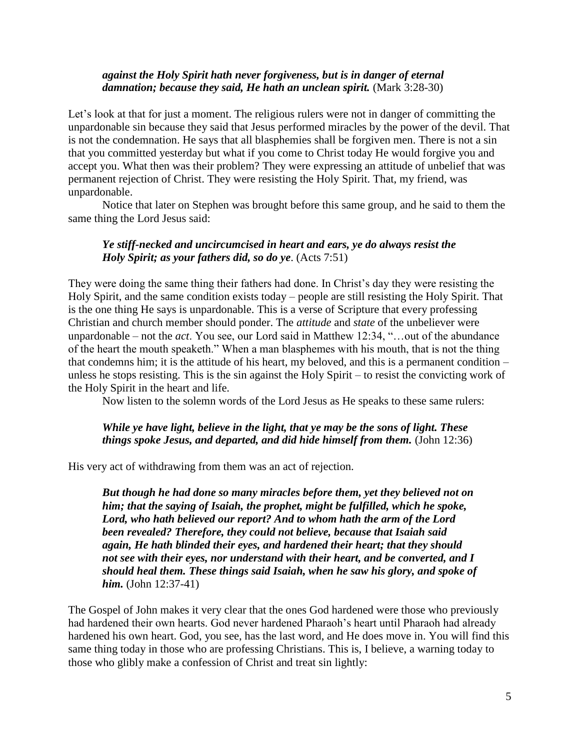> ***against the Holy Spirit hath never forgiveness, but is in danger of eternal damnation; because they said, He hath an unclean spirit.*** (Mark 3:28-30)

Let's look at that for just a moment. The religious rulers were not in danger of committing the unpardonable sin because they said that Jesus performed miracles by the power of the devil. That is not the condemnation. He says that all blasphemies shall be forgiven men. There is not a sin that you committed yesterday but what if you come to Christ today He would forgive you and accept you. What then was their problem? They were expressing an attitude of unbelief that was permanent rejection of Christ. They were resisting the Holy Spirit. That, my friend, was unpardonable.

Notice that later on Stephen was brought before this same group, and he said to them the same thing the Lord Jesus said:

> ***Ye stiff-necked and uncircumcised in heart and ears, ye do always resist the Holy Spirit; as your fathers did, so do ye***. (Acts 7:51)

They were doing the same thing their fathers had done. In Christ's day they were resisting the Holy Spirit, and the same condition exists today – people are still resisting the Holy Spirit. That is the one thing He says is unpardonable. This is a verse of Scripture that every professing Christian and church member should ponder. The *attitude* and *state* of the unbeliever were unpardonable – not the *act*. You see, our Lord said in Matthew 12:34, "…out of the abundance of the heart the mouth speaketh." When a man blasphemes with his mouth, that is not the thing that condemns him; it is the attitude of his heart, my beloved, and this is a permanent condition – unless he stops resisting. This is the sin against the Holy Spirit – to resist the convicting work of the Holy Spirit in the heart and life.

Now listen to the solemn words of the Lord Jesus as He speaks to these same rulers:

> ***While ye have light, believe in the light, that ye may be the sons of light. These things spoke Jesus, and departed, and did hide himself from them.*** (John 12:36)

His very act of withdrawing from them was an act of rejection.

> ***But though he had done so many miracles before them, yet they believed not on him; that the saying of Isaiah, the prophet, might be fulfilled, which he spoke, Lord, who hath believed our report? And to whom hath the arm of the Lord been revealed? Therefore, they could not believe, because that Isaiah said again, He hath blinded their eyes, and hardened their heart; that they should not see with their eyes, nor understand with their heart, and be converted, and I should heal them. These things said Isaiah, when he saw his glory, and spoke of him.*** (John 12:37-41)

The Gospel of John makes it very clear that the ones God hardened were those who previously had hardened their own hearts. God never hardened Pharaoh's heart until Pharaoh had already hardened his own heart. God, you see, has the last word, and He does move in. You will find this same thing today in those who are professing Christians. This is, I believe, a warning today to those who glibly make a confession of Christ and treat sin lightly: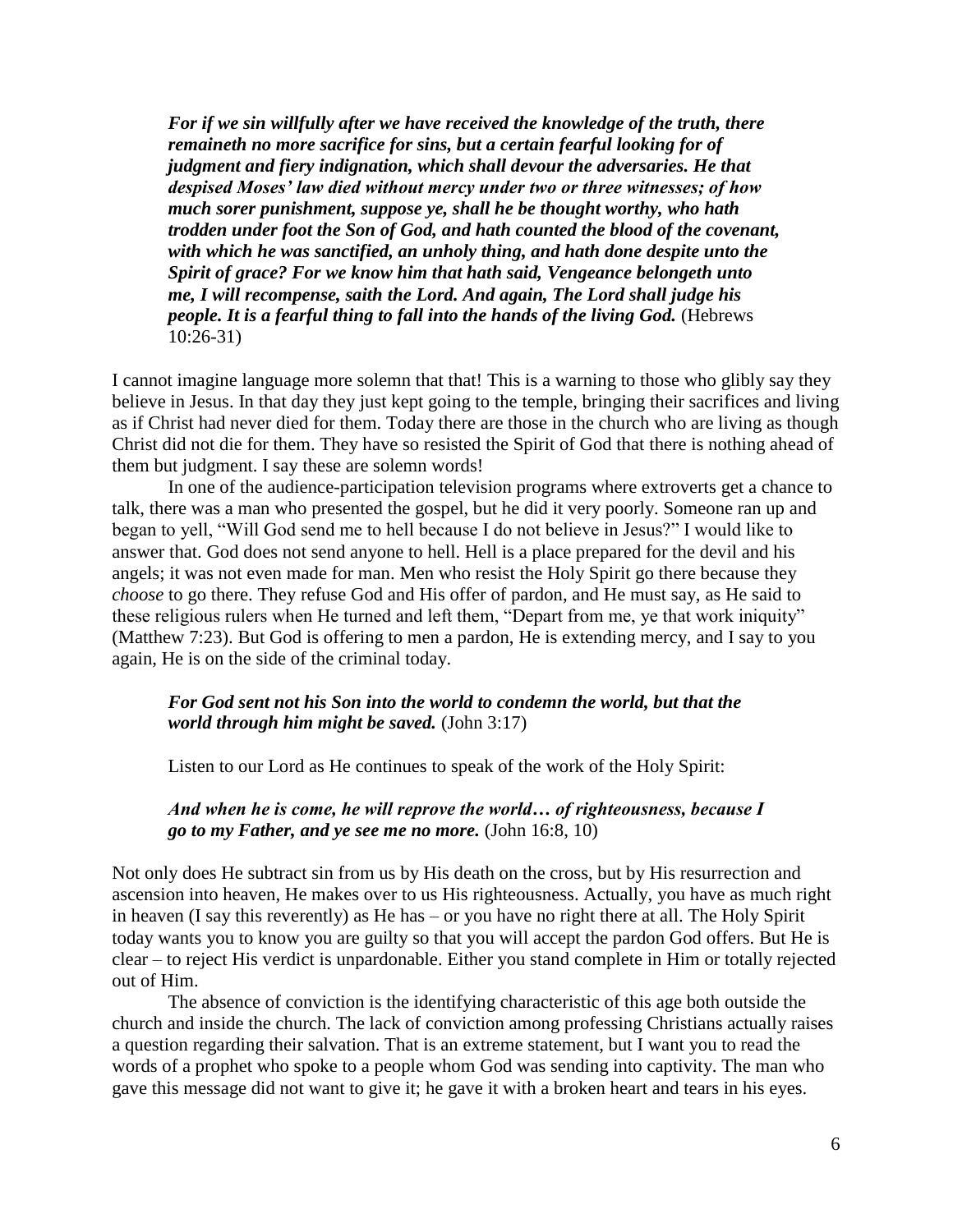> ***For if we sin willfully after we have received the knowledge of the truth, there remaineth no more sacrifice for sins, but a certain fearful looking for of judgment and fiery indignation, which shall devour the adversaries. He that despised Moses' law died without mercy under two or three witnesses; of how much sorer punishment, suppose ye, shall he be thought worthy, who hath trodden under foot the Son of God, and hath counted the blood of the covenant, with which he was sanctified, an unholy thing, and hath done despite unto the Spirit of grace? For we know him that hath said, Vengeance belongeth unto me, I will recompense, saith the Lord. And again, The Lord shall judge his people. It is a fearful thing to fall into the hands of the living God.*** (Hebrews 10:26-31)

I cannot imagine language more solemn that that! This is a warning to those who glibly say they believe in Jesus. In that day they just kept going to the temple, bringing their sacrifices and living as if Christ had never died for them. Today there are those in the church who are living as though Christ did not die for them. They have so resisted the Spirit of God that there is nothing ahead of them but judgment. I say these are solemn words!

In one of the audience-participation television programs where extroverts get a chance to talk, there was a man who presented the gospel, but he did it very poorly. Someone ran up and began to yell, "Will God send me to hell because I do not believe in Jesus?" I would like to answer that. God does not send anyone to hell. Hell is a place prepared for the devil and his angels; it was not even made for man. Men who resist the Holy Spirit go there because they *choose* to go there. They refuse God and His offer of pardon, and He must say, as He said to these religious rulers when He turned and left them, "Depart from me, ye that work iniquity" (Matthew 7:23). But God is offering to men a pardon, He is extending mercy, and I say to you again, He is on the side of the criminal today.

> ***For God sent not his Son into the world to condemn the world, but that the world through him might be saved.*** (John 3:17)

Listen to our Lord as He continues to speak of the work of the Holy Spirit:

> ***And when he is come, he will reprove the world… of righteousness, because I go to my Father, and ye see me no more.*** (John 16:8, 10)

Not only does He subtract sin from us by His death on the cross, but by His resurrection and ascension into heaven, He makes over to us His righteousness. Actually, you have as much right in heaven (I say this reverently) as He has – or you have no right there at all. The Holy Spirit today wants you to know you are guilty so that you will accept the pardon God offers. But He is clear – to reject His verdict is unpardonable. Either you stand complete in Him or totally rejected out of Him.

The absence of conviction is the identifying characteristic of this age both outside the church and inside the church. The lack of conviction among professing Christians actually raises a question regarding their salvation. That is an extreme statement, but I want you to read the words of a prophet who spoke to a people whom God was sending into captivity. The man who gave this message did not want to give it; he gave it with a broken heart and tears in his eyes.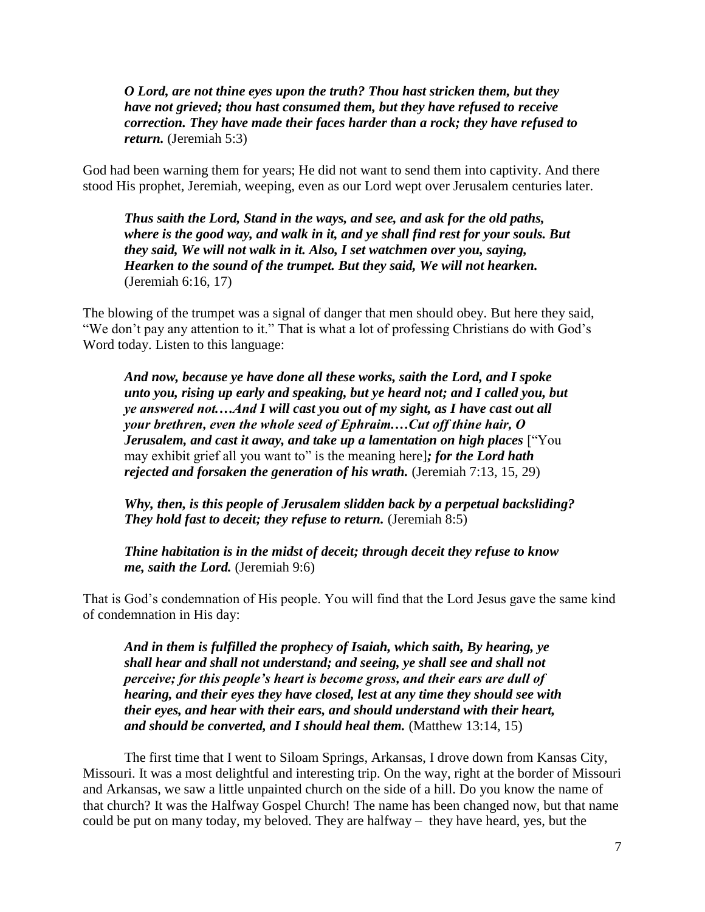> ***O Lord, are not thine eyes upon the truth? Thou hast stricken them, but they have not grieved; thou hast consumed them, but they have refused to receive correction. They have made their faces harder than a rock; they have refused to return.*** (Jeremiah 5:3)

God had been warning them for years; He did not want to send them into captivity. And there stood His prophet, Jeremiah, weeping, even as our Lord wept over Jerusalem centuries later.

> ***Thus saith the Lord, Stand in the ways, and see, and ask for the old paths, where is the good way, and walk in it, and ye shall find rest for your souls. But they said, We will not walk in it. Also, I set watchmen over you, saying, Hearken to the sound of the trumpet. But they said, We will not hearken.*** (Jeremiah 6:16, 17)

The blowing of the trumpet was a signal of danger that men should obey. But here they said, "We don't pay any attention to it." That is what a lot of professing Christians do with God's Word today. Listen to this language:

> ***And now, because ye have done all these works, saith the Lord, and I spoke unto you, rising up early and speaking, but ye heard not; and I called you, but ye answered not.…And I will cast you out of my sight, as I have cast out all your brethren, even the whole seed of Ephraim.…Cut off thine hair, O Jerusalem, and cast it away, and take up a lamentation on high places*** ["You may exhibit grief all you want to" is the meaning here]***; for the Lord hath rejected and forsaken the generation of his wrath.*** (Jeremiah 7:13, 15, 29)
>
> ***Why, then, is this people of Jerusalem slidden back by a perpetual backsliding? They hold fast to deceit; they refuse to return.*** (Jeremiah 8:5)
>
> ***Thine habitation is in the midst of deceit; through deceit they refuse to know me, saith the Lord.*** (Jeremiah 9:6)

That is God's condemnation of His people. You will find that the Lord Jesus gave the same kind of condemnation in His day:

> ***And in them is fulfilled the prophecy of Isaiah, which saith, By hearing, ye shall hear and shall not understand; and seeing, ye shall see and shall not perceive; for this people's heart is become gross, and their ears are dull of hearing, and their eyes they have closed, lest at any time they should see with their eyes, and hear with their ears, and should understand with their heart, and should be converted, and I should heal them.*** (Matthew 13:14, 15)

The first time that I went to Siloam Springs, Arkansas, I drove down from Kansas City, Missouri. It was a most delightful and interesting trip. On the way, right at the border of Missouri and Arkansas, we saw a little unpainted church on the side of a hill. Do you know the name of that church? It was the Halfway Gospel Church! The name has been changed now, but that name could be put on many today, my beloved. They are halfway – they have heard, yes, but the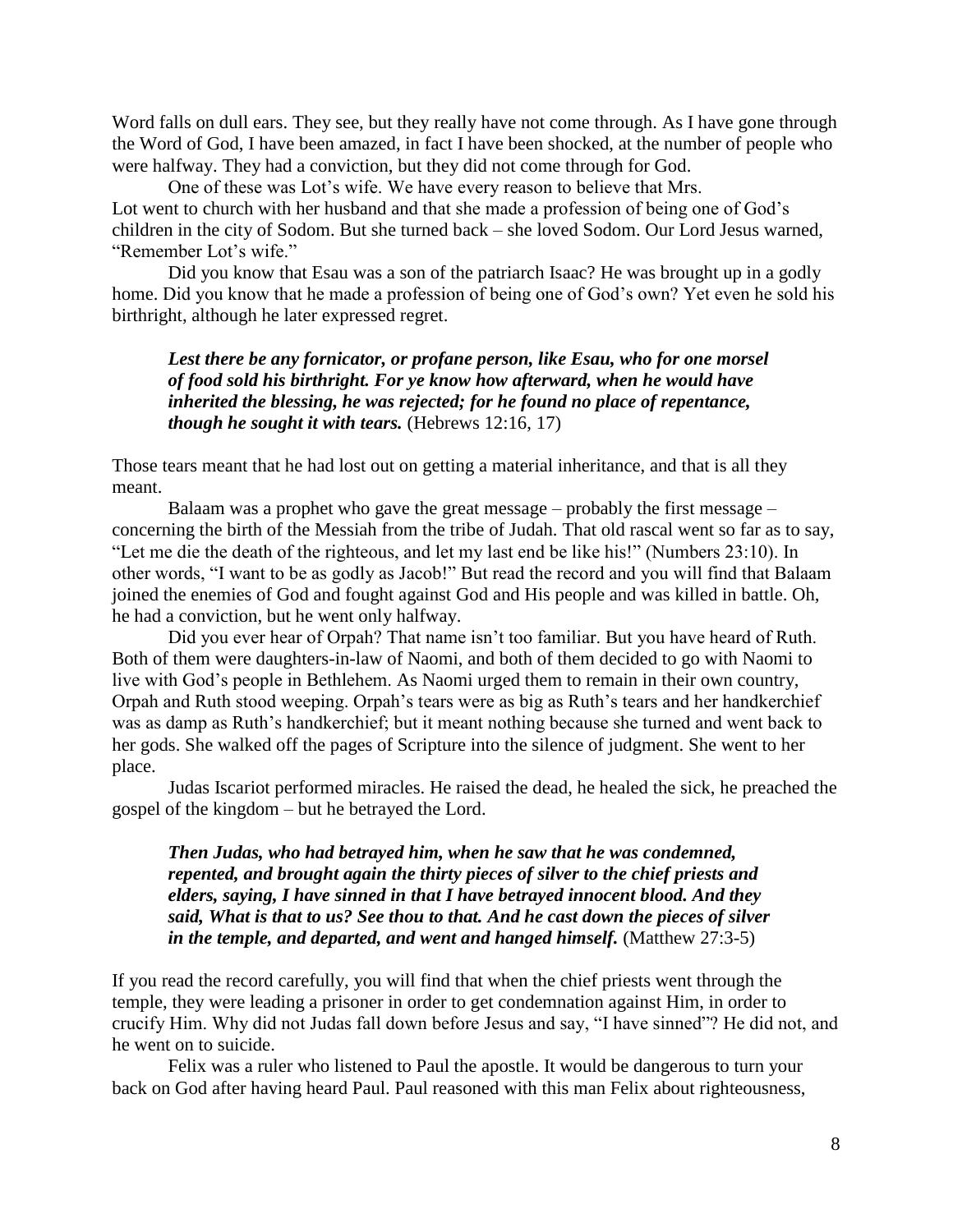Word falls on dull ears. They see, but they really have not come through. As I have gone through the Word of God, I have been amazed, in fact I have been shocked, at the number of people who were halfway. They had a conviction, but they did not come through for God.

One of these was Lot's wife. We have every reason to believe that Mrs. Lot went to church with her husband and that she made a profession of being one of God's children in the city of Sodom. But she turned back – she loved Sodom. Our Lord Jesus warned, "Remember Lot's wife."

Did you know that Esau was a son of the patriarch Isaac? He was brought up in a godly home. Did you know that he made a profession of being one of God's own? Yet even he sold his birthright, although he later expressed regret.

> ***Lest there be any fornicator, or profane person, like Esau, who for one morsel of food sold his birthright. For ye know how afterward, when he would have inherited the blessing, he was rejected; for he found no place of repentance, though he sought it with tears.*** (Hebrews 12:16, 17)

Those tears meant that he had lost out on getting a material inheritance, and that is all they meant.

Balaam was a prophet who gave the great message – probably the first message – concerning the birth of the Messiah from the tribe of Judah. That old rascal went so far as to say, "Let me die the death of the righteous, and let my last end be like his!" (Numbers 23:10). In other words, "I want to be as godly as Jacob!" But read the record and you will find that Balaam joined the enemies of God and fought against God and His people and was killed in battle. Oh, he had a conviction, but he went only halfway.

Did you ever hear of Orpah? That name isn't too familiar. But you have heard of Ruth. Both of them were daughters-in-law of Naomi, and both of them decided to go with Naomi to live with God's people in Bethlehem. As Naomi urged them to remain in their own country, Orpah and Ruth stood weeping. Orpah's tears were as big as Ruth's tears and her handkerchief was as damp as Ruth's handkerchief; but it meant nothing because she turned and went back to her gods. She walked off the pages of Scripture into the silence of judgment. She went to her place.

Judas Iscariot performed miracles. He raised the dead, he healed the sick, he preached the gospel of the kingdom – but he betrayed the Lord.

> ***Then Judas, who had betrayed him, when he saw that he was condemned, repented, and brought again the thirty pieces of silver to the chief priests and elders, saying, I have sinned in that I have betrayed innocent blood. And they said, What is that to us? See thou to that. And he cast down the pieces of silver in the temple, and departed, and went and hanged himself.*** (Matthew 27:3-5)

If you read the record carefully, you will find that when the chief priests went through the temple, they were leading a prisoner in order to get condemnation against Him, in order to crucify Him. Why did not Judas fall down before Jesus and say, "I have sinned"? He did not, and he went on to suicide.

Felix was a ruler who listened to Paul the apostle. It would be dangerous to turn your back on God after having heard Paul. Paul reasoned with this man Felix about righteousness,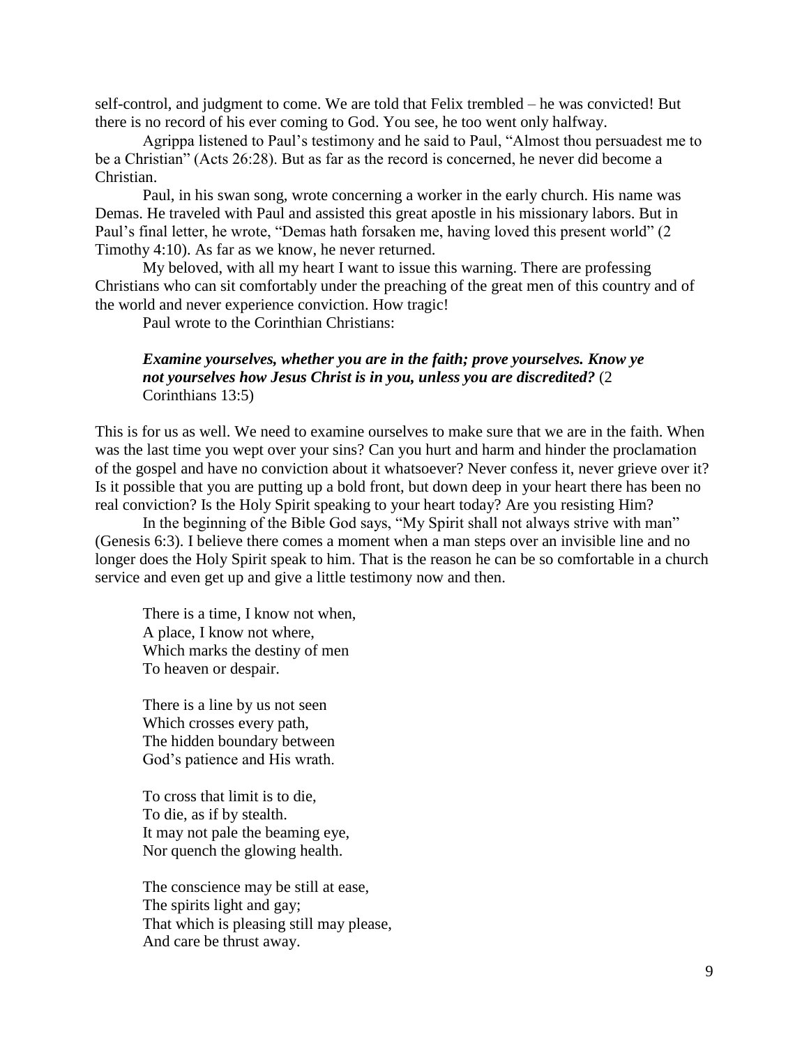self-control, and judgment to come. We are told that Felix trembled – he was convicted! But there is no record of his ever coming to God. You see, he too went only halfway.

Agrippa listened to Paul's testimony and he said to Paul, "Almost thou persuadest me to be a Christian" (Acts 26:28). But as far as the record is concerned, he never did become a Christian.

Paul, in his swan song, wrote concerning a worker in the early church. His name was Demas. He traveled with Paul and assisted this great apostle in his missionary labors. But in Paul's final letter, he wrote, "Demas hath forsaken me, having loved this present world" (2 Timothy 4:10). As far as we know, he never returned.

My beloved, with all my heart I want to issue this warning. There are professing Christians who can sit comfortably under the preaching of the great men of this country and of the world and never experience conviction. How tragic!

Paul wrote to the Corinthian Christians:

> ***Examine yourselves, whether you are in the faith; prove yourselves. Know ye not yourselves how Jesus Christ is in you, unless you are discredited?*** (2 Corinthians 13:5)

This is for us as well. We need to examine ourselves to make sure that we are in the faith. When was the last time you wept over your sins? Can you hurt and harm and hinder the proclamation of the gospel and have no conviction about it whatsoever? Never confess it, never grieve over it? Is it possible that you are putting up a bold front, but down deep in your heart there has been no real conviction? Is the Holy Spirit speaking to your heart today? Are you resisting Him?

In the beginning of the Bible God says, "My Spirit shall not always strive with man" (Genesis 6:3). I believe there comes a moment when a man steps over an invisible line and no longer does the Holy Spirit speak to him. That is the reason he can be so comfortable in a church service and even get up and give a little testimony now and then.

> There is a time, I know not when,
> A place, I know not where,
> Which marks the destiny of men
> To heaven or despair.
>
> There is a line by us not seen
> Which crosses every path,
> The hidden boundary between
> God's patience and His wrath.
>
> To cross that limit is to die,
> To die, as if by stealth.
> It may not pale the beaming eye,
> Nor quench the glowing health.
>
> The conscience may be still at ease,
> The spirits light and gay;
> That which is pleasing still may please,
> And care be thrust away.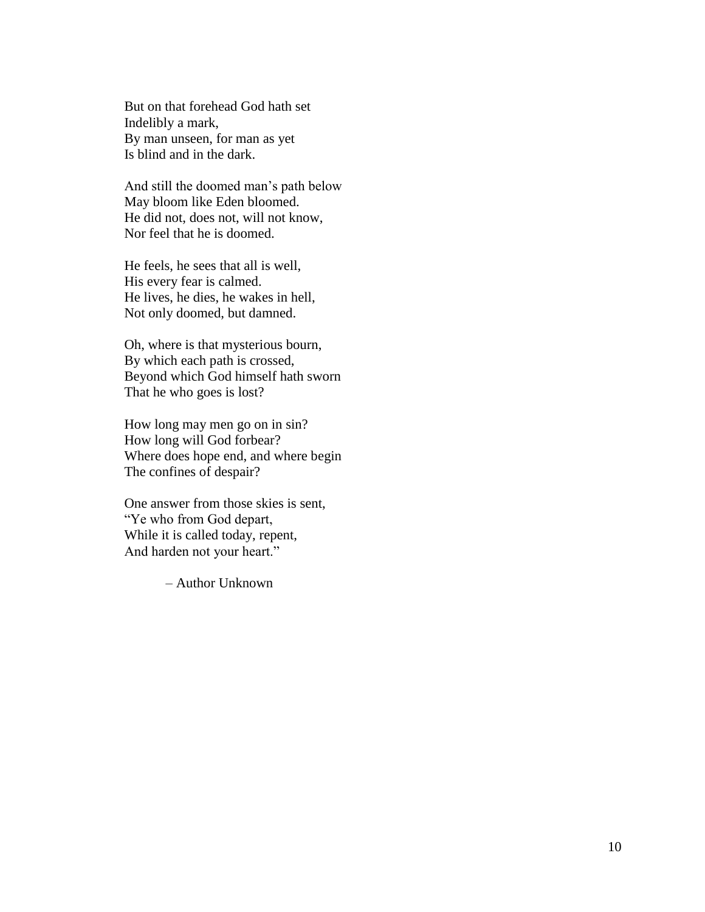But on that forehead God hath set
Indelibly a mark,
By man unseen, for man as yet
Is blind and in the dark.

And still the doomed man's path below
May bloom like Eden bloomed.
He did not, does not, will not know,
Nor feel that he is doomed.

He feels, he sees that all is well,
His every fear is calmed.
He lives, he dies, he wakes in hell,
Not only doomed, but damned.

Oh, where is that mysterious bourn,
By which each path is crossed,
Beyond which God himself hath sworn
That he who goes is lost?

How long may men go on in sin?
How long will God forbear?
Where does hope end, and where begin
The confines of despair?

One answer from those skies is sent,
"Ye who from God depart,
While it is called today, repent,
And harden not your heart."

– Author Unknown